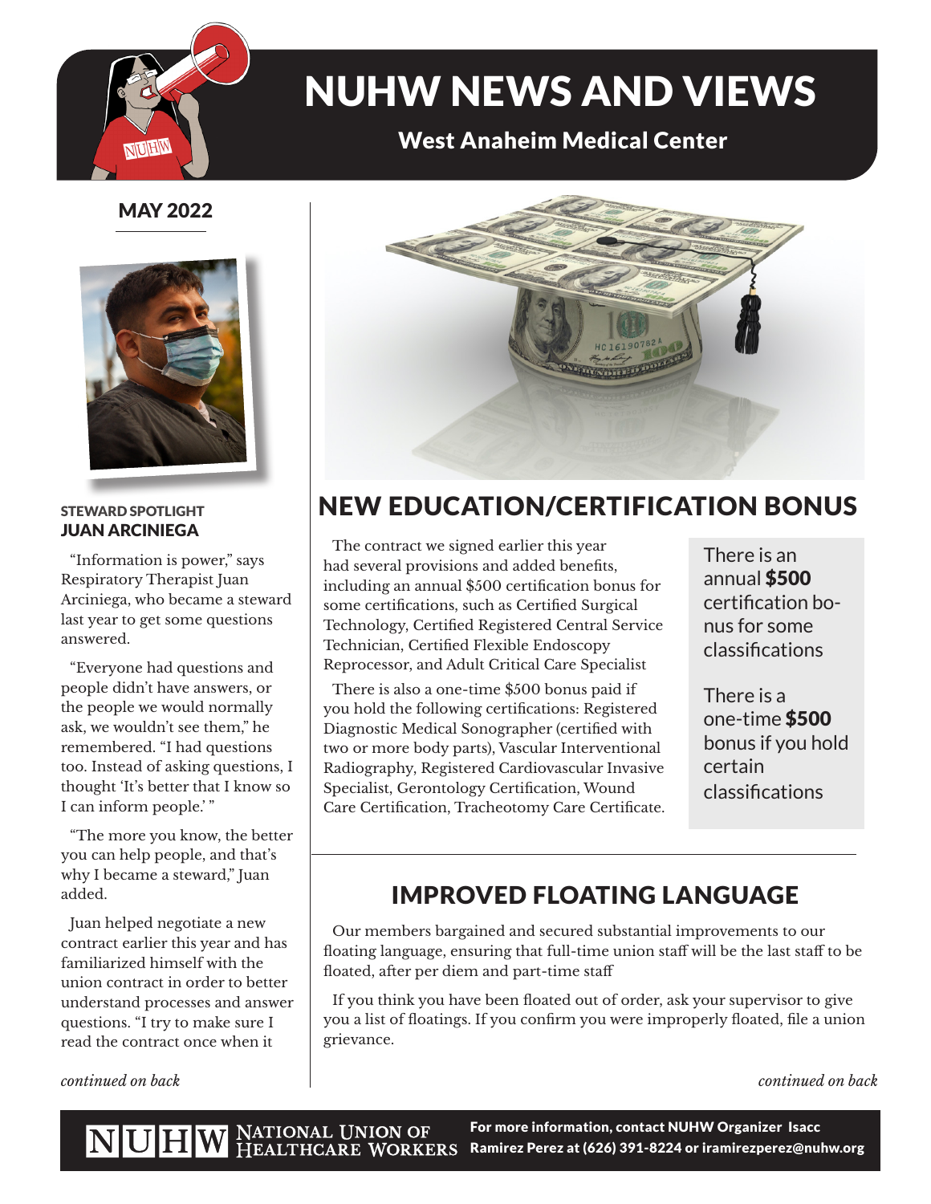# NUHW NEWS AND VIEWS

## West Anaheim Medical Center

MAY 2022

STEWARD SPOTLIGHT

### JUAN ARCINIEGA

"Information is power," says Respiratory Therapist Juan Arciniega, who became a steward last year to get some questions answered.

"Everyone had questions and people didn't have answers, or the people we would normally ask, we wouldn't see them," he remembered. "I had questions too. Instead of asking questions, I thought 'It's better that I know so I can inform people.' "

"The more you know, the better you can help people, and that's why I became a steward," Juan added.

Juan helped negotiate a new contract earlier this year and has familiarized himself with the union contract in order to better understand processes and answer questions. "I try to make sure I read the contract once when it

*continued on back*

## NEW EDUCATION/CERTIFICATION BONUS

The contract we signed earlier this year had several provisions and added benefits, including an annual $500 certification bonus for some certifications, such as Certified Surgical Technology, Certified Registered Central Service Technician, Certified Flexible Endoscopy Reprocessor, and Adult Critical Care Specialist

There is also a one-time $500 bonus paid if you hold the following certifications: Registered Diagnostic Medical Sonographer (certified with two or more body parts), Vascular Interventional Radiography, Registered Cardiovascular Invasive Specialist, Gerontology Certification, Wound Care Certification, Tracheotomy Care Certificate.

There is an annual **$500** certification bonus for some classifications

There is a one-time **$500** bonus if you hold certain classifications

## IMPROVED FLOATING LANGUAGE

Our members bargained and secured substantial improvements to our floating language, ensuring that full-time union staff will be the last staff to be floated, after per diem and part-time staff

If you think you have been floated out of order, ask your supervisor to give you a list of floatings. If you confirm you were improperly floated, file a union grievance.

*continued on back*

NUHW NATIONAL UNION OF HEALTHCARE WORKERS

**For more information, contact NUHW Organizer Isacc Ramirez Perez at (626) 391-8224 or iramirezperez@nuhw.org**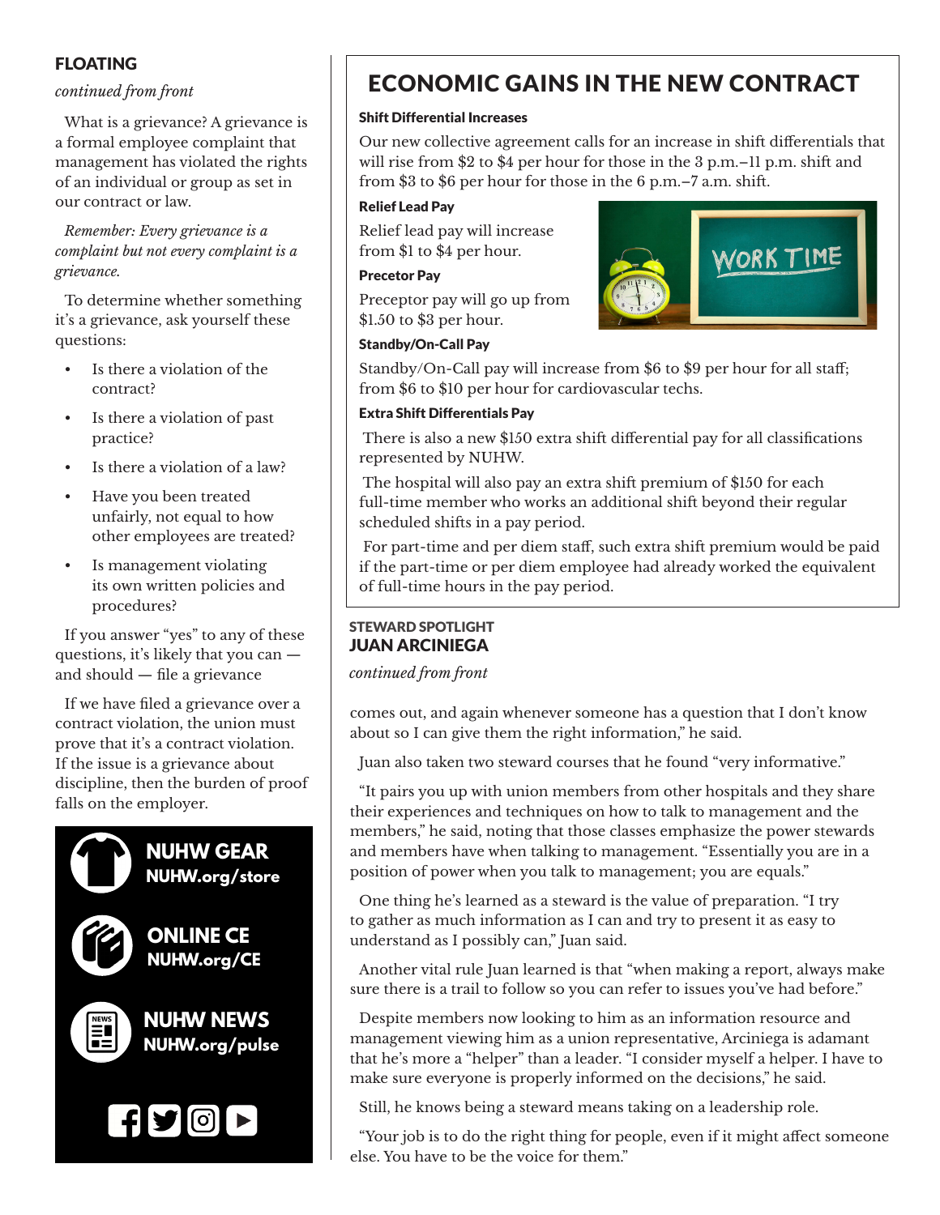## FLOATING

*continued from front*

What is a grievance? A grievance is a formal employee complaint that management has violated the rights of an individual or group as set in our contract or law.

*Remember: Every grievance is a complaint but not every complaint is a grievance.*

To determine whether something it's a grievance, ask yourself these questions:

- Is there a violation of the contract?
- Is there a violation of past practice?
- Is there a violation of a law?
- Have you been treated unfairly, not equal to how other employees are treated?
- Is management violating its own written policies and procedures?

If you answer "yes" to any of these questions, it's likely that you can — and should — file a grievance

If we have filed a grievance over a contract violation, the union must prove that it's a contract violation. If the issue is a grievance about discipline, then the burden of proof falls on the employer.

**NUHW GEAR**
**NUHW.org/store**

**ONLINE CE**
**NUHW.org/CE**

**NUHW NEWS**
**NUHW.org/pulse**

# ECONOMIC GAINS IN THE NEW CONTRACT

**Shift Differential Increases**

Our new collective agreement calls for an increase in shift differentials that will rise from $2 to $4 per hour for those in the 3 p.m.–11 p.m. shift and from $3 to $6 per hour for those in the 6 p.m.–7 a.m. shift.

**Relief Lead Pay**

Relief lead pay will increase from $1 to $4 per hour.

**Precetor Pay**

Preceptor pay will go up from $1.50 to $3 per hour.

**Standby/On-Call Pay**

Standby/On-Call pay will increase from $6 to $9 per hour for all staff; from $6 to $10 per hour for cardiovascular techs.

**Extra Shift Differentials Pay**

There is also a new $150 extra shift differential pay for all classifications represented by NUHW.

The hospital will also pay an extra shift premium of $150 for each full-time member who works an additional shift beyond their regular scheduled shifts in a pay period.

For part-time and per diem staff, such extra shift premium would be paid if the part-time or per diem employee had already worked the equivalent of full-time hours in the pay period.

STEWARD SPOTLIGHT

## JUAN ARCINIEGA

*continued from front*

comes out, and again whenever someone has a question that I don't know about so I can give them the right information," he said.

Juan also taken two steward courses that he found "very informative."

"It pairs you up with union members from other hospitals and they share their experiences and techniques on how to talk to management and the members," he said, noting that those classes emphasize the power stewards and members have when talking to management. "Essentially you are in a position of power when you talk to management; you are equals."

One thing he's learned as a steward is the value of preparation. "I try to gather as much information as I can and try to present it as easy to understand as I possibly can," Juan said.

Another vital rule Juan learned is that "when making a report, always make sure there is a trail to follow so you can refer to issues you've had before."

Despite members now looking to him as an information resource and management viewing him as a union representative, Arciniega is adamant that he's more a "helper" than a leader. "I consider myself a helper. I have to make sure everyone is properly informed on the decisions," he said.

Still, he knows being a steward means taking on a leadership role.

"Your job is to do the right thing for people, even if it might affect someone else. You have to be the voice for them."